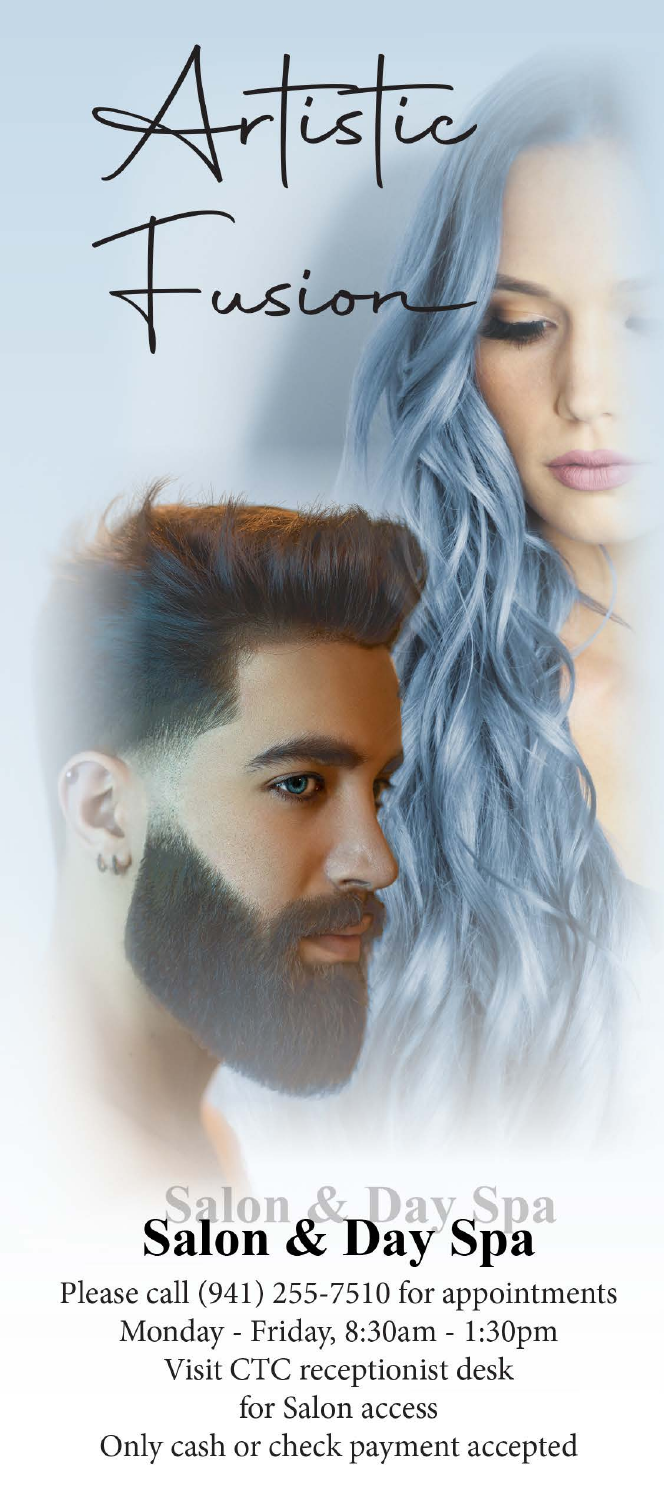# Artistic Fusion

## Salon & Day Spa

Please call (941) 255-7510 for appointments
Monday - Friday, 8:30am - 1:30pm
Visit CTC receptionist desk
for Salon access
Only cash or check payment accepted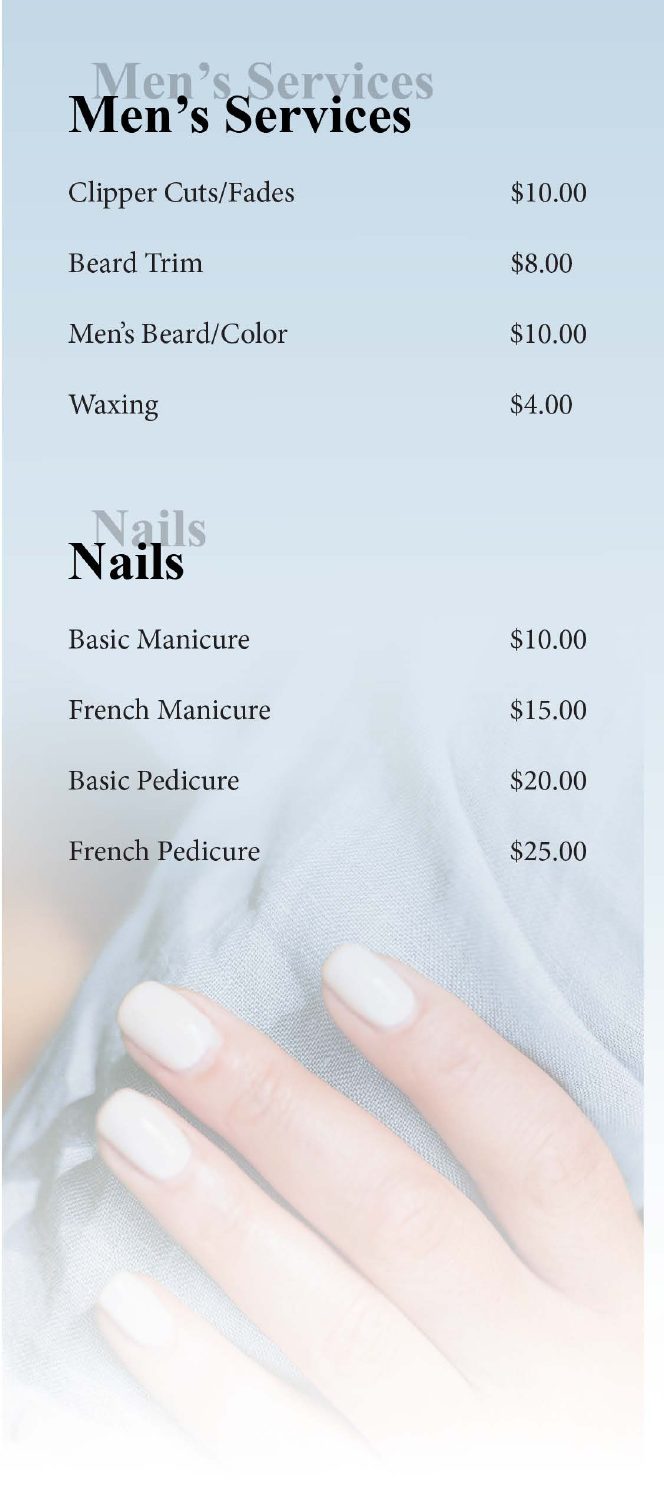# Men's Services

| Service | Price |
| --- | --- |
| Clipper Cuts/Fades | $10.00 |
| Beard Trim | $8.00 |
| Men's Beard/Color | $10.00 |
| Waxing | $4.00 |

# Nails

| Service | Price |
| --- | --- |
| Basic Manicure | $10.00 |
| French Manicure | $15.00 |
| Basic Pedicure | $20.00 |
| French Pedicure | $25.00 |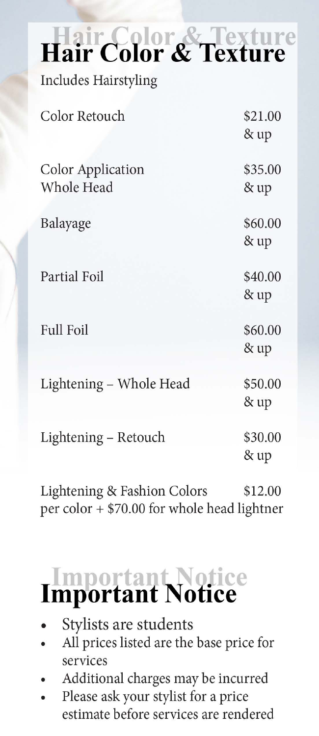# Hair Color & Texture

Includes Hairstyling

| Service | Price |
| --- | --- |
| Color Retouch | $21.00 & up |
| Color Application Whole Head | $35.00 & up |
| Balayage | $60.00 & up |
| Partial Foil | $40.00 & up |
| Full Foil | $60.00 & up |
| Lightening – Whole Head | $50.00 & up |
| Lightening – Retouch | $30.00 & up |

Lightening & Fashion Colors $12.00 per color + $70.00 for whole head lightner

# Important Notice

- Stylists are students
- All prices listed are the base price for services
- Additional charges may be incurred
- Please ask your stylist for a price estimate before services are rendered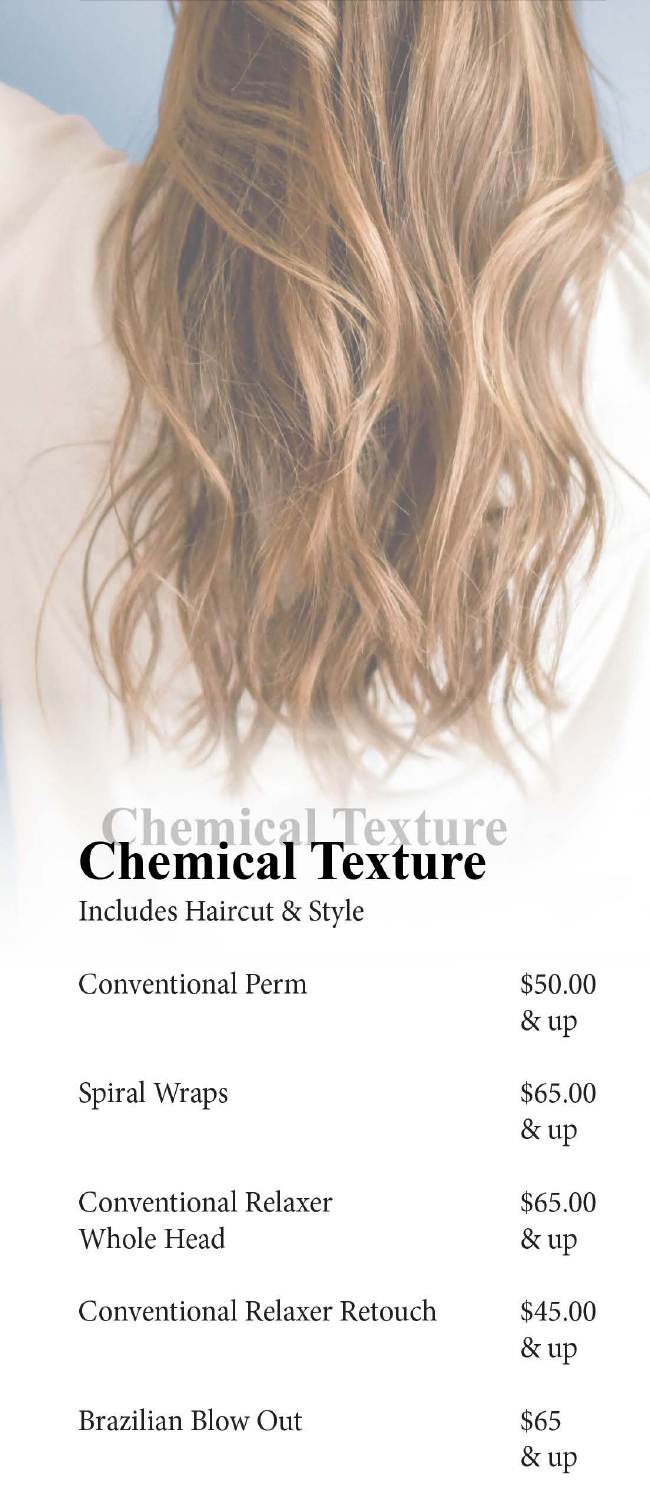## Chemical Texture

Includes Haircut & Style

| Service | Price |
| --- | --- |
| Conventional Perm | $50.00 & up |
| Spiral Wraps | $65.00 & up |
| Conventional Relaxer Whole Head | $65.00 & up |
| Conventional Relaxer Retouch | $45.00 & up |
| Brazilian Blow Out | $65 & up |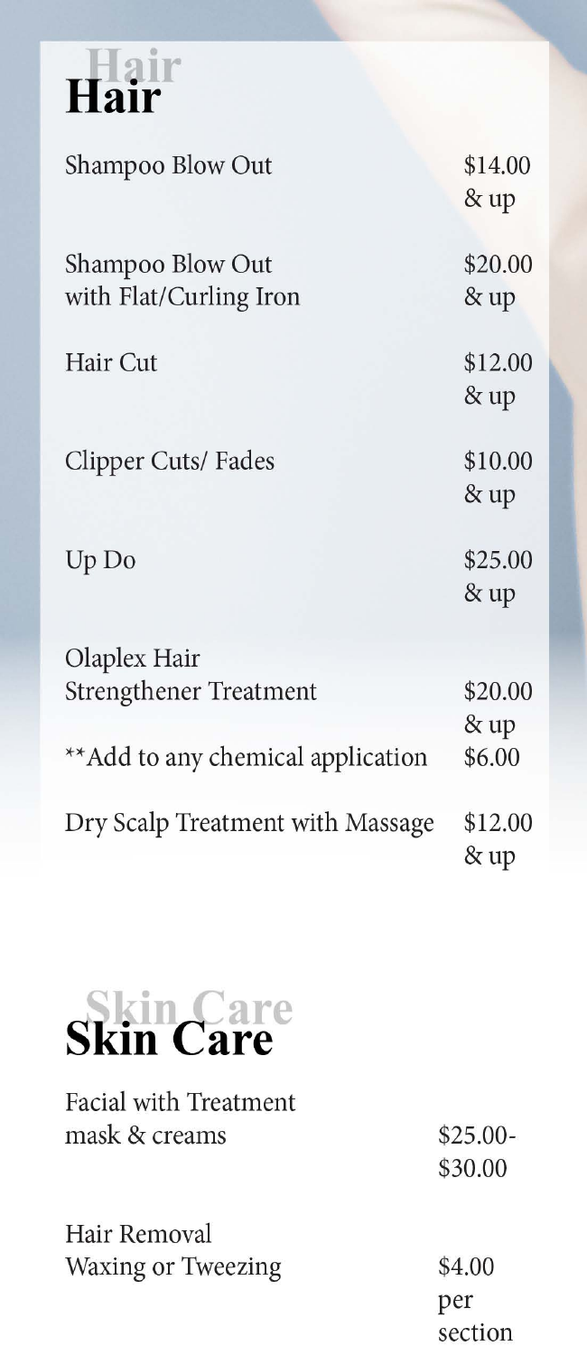# Hair

| Service | Price |
|---|---|
| Shampoo Blow Out | $14.00 & up |
| Shampoo Blow Out with Flat/Curling Iron | $20.00 & up |
| Hair Cut | $12.00 & up |
| Clipper Cuts/ Fades | $10.00 & up |
| Up Do | $25.00 & up |
| Olaplex Hair Strengthener Treatment | $20.00 & up |
| **Add to any chemical application | $6.00 |
| Dry Scalp Treatment with Massage | $12.00 & up |

# Skin Care

| Service | Price |
|---|---|
| Facial with Treatment mask & creams | $25.00-$30.00 |
| Hair Removal Waxing or Tweezing | $4.00 per section |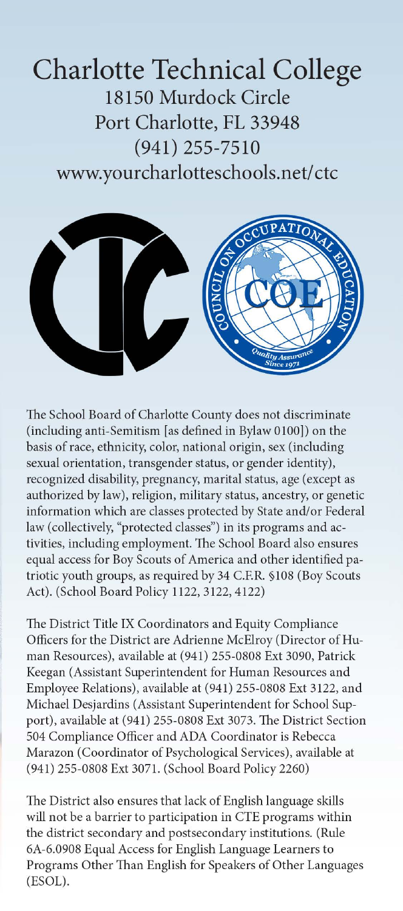# Charlotte Technical College

18150 Murdock Circle
Port Charlotte, FL 33948
(941) 255-7510
www.yourcharlotteschools.net/ctc

The School Board of Charlotte County does not discriminate (including anti-Semitism [as defined in Bylaw 0100]) on the basis of race, ethnicity, color, national origin, sex (including sexual orientation, transgender status, or gender identity), recognized disability, pregnancy, marital status, age (except as authorized by law), religion, military status, ancestry, or genetic information which are classes protected by State and/or Federal law (collectively, "protected classes") in its programs and activities, including employment. The School Board also ensures equal access for Boy Scouts of America and other identified patriotic youth groups, as required by 34 C.F.R. §108 (Boy Scouts Act). (School Board Policy 1122, 3122, 4122)

The District Title IX Coordinators and Equity Compliance Officers for the District are Adrienne McElroy (Director of Human Resources), available at (941) 255-0808 Ext 3090, Patrick Keegan (Assistant Superintendent for Human Resources and Employee Relations), available at (941) 255-0808 Ext 3122, and Michael Desjardins (Assistant Superintendent for School Support), available at (941) 255-0808 Ext 3073. The District Section 504 Compliance Officer and ADA Coordinator is Rebecca Marazon (Coordinator of Psychological Services), available at (941) 255-0808 Ext 3071. (School Board Policy 2260)

The District also ensures that lack of English language skills will not be a barrier to participation in CTE programs within the district secondary and postsecondary institutions. (Rule 6A-6.0908 Equal Access for English Language Learners to Programs Other Than English for Speakers of Other Languages (ESOL).